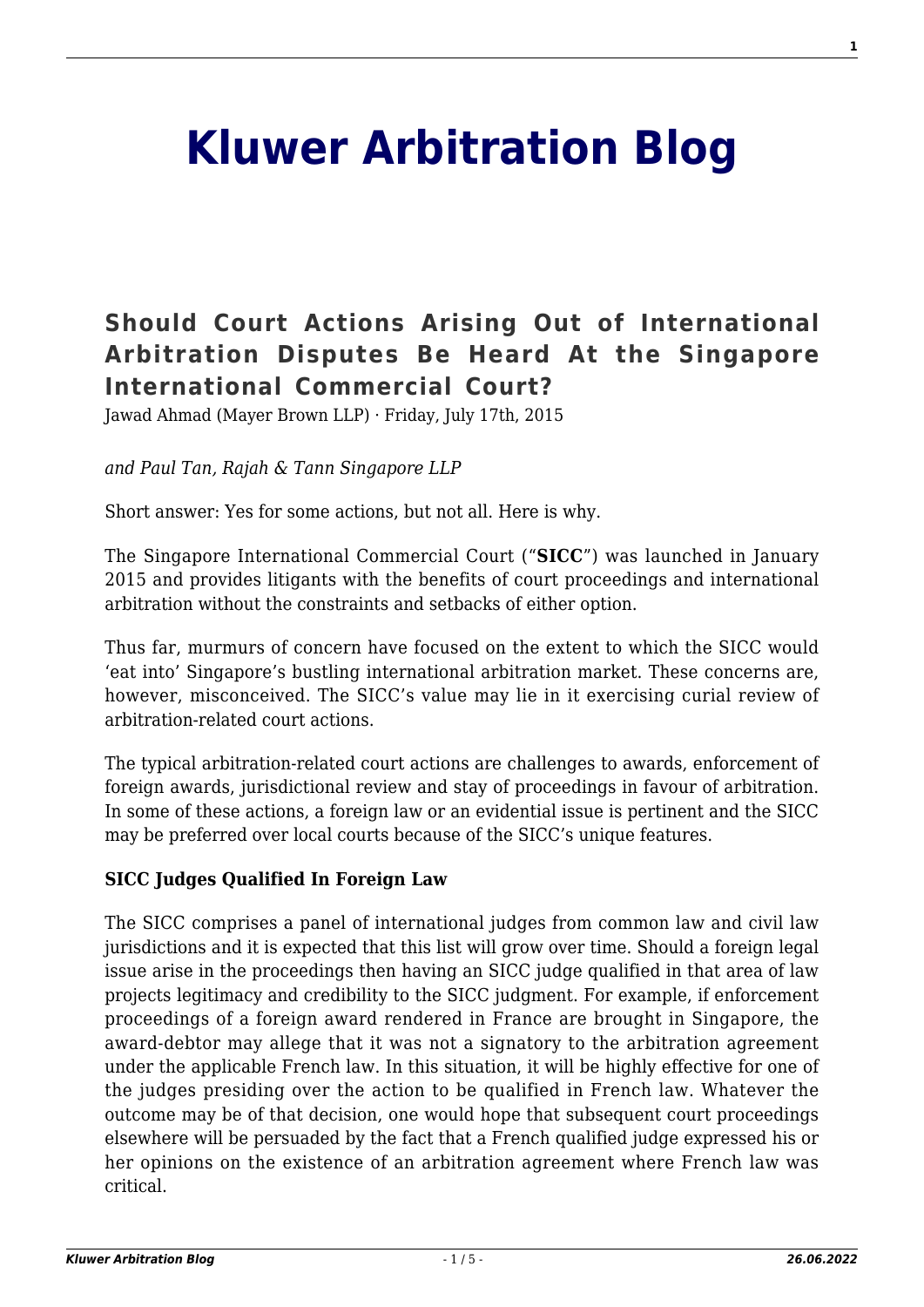# Kluwer Arbitration Blog

## Should Court Actions Arising Out of International Arbitration Disputes Be Heard At the Singapore International Commercial Court?

Jawad Ahmad (Mayer Brown LLP) · Friday, July 17th, 2015

*and Paul Tan, Rajah & Tann Singapore LLP*

Short answer: Yes for some actions, but not all. Here is why.

The Singapore International Commercial Court ("**SICC**") was launched in January 2015 and provides litigants with the benefits of court proceedings and international arbitration without the constraints and setbacks of either option.

Thus far, murmurs of concern have focused on the extent to which the SICC would 'eat into' Singapore's bustling international arbitration market. These concerns are, however, misconceived. The SICC's value may lie in it exercising curial review of arbitration-related court actions.

The typical arbitration-related court actions are challenges to awards, enforcement of foreign awards, jurisdictional review and stay of proceedings in favour of arbitration. In some of these actions, a foreign law or an evidential issue is pertinent and the SICC may be preferred over local courts because of the SICC's unique features.

**SICC Judges Qualified In Foreign Law**

The SICC comprises a panel of international judges from common law and civil law jurisdictions and it is expected that this list will grow over time. Should a foreign legal issue arise in the proceedings then having an SICC judge qualified in that area of law projects legitimacy and credibility to the SICC judgment. For example, if enforcement proceedings of a foreign award rendered in France are brought in Singapore, the award-debtor may allege that it was not a signatory to the arbitration agreement under the applicable French law. In this situation, it will be highly effective for one of the judges presiding over the action to be qualified in French law. Whatever the outcome may be of that decision, one would hope that subsequent court proceedings elsewhere will be persuaded by the fact that a French qualified judge expressed his or her opinions on the existence of an arbitration agreement where French law was critical.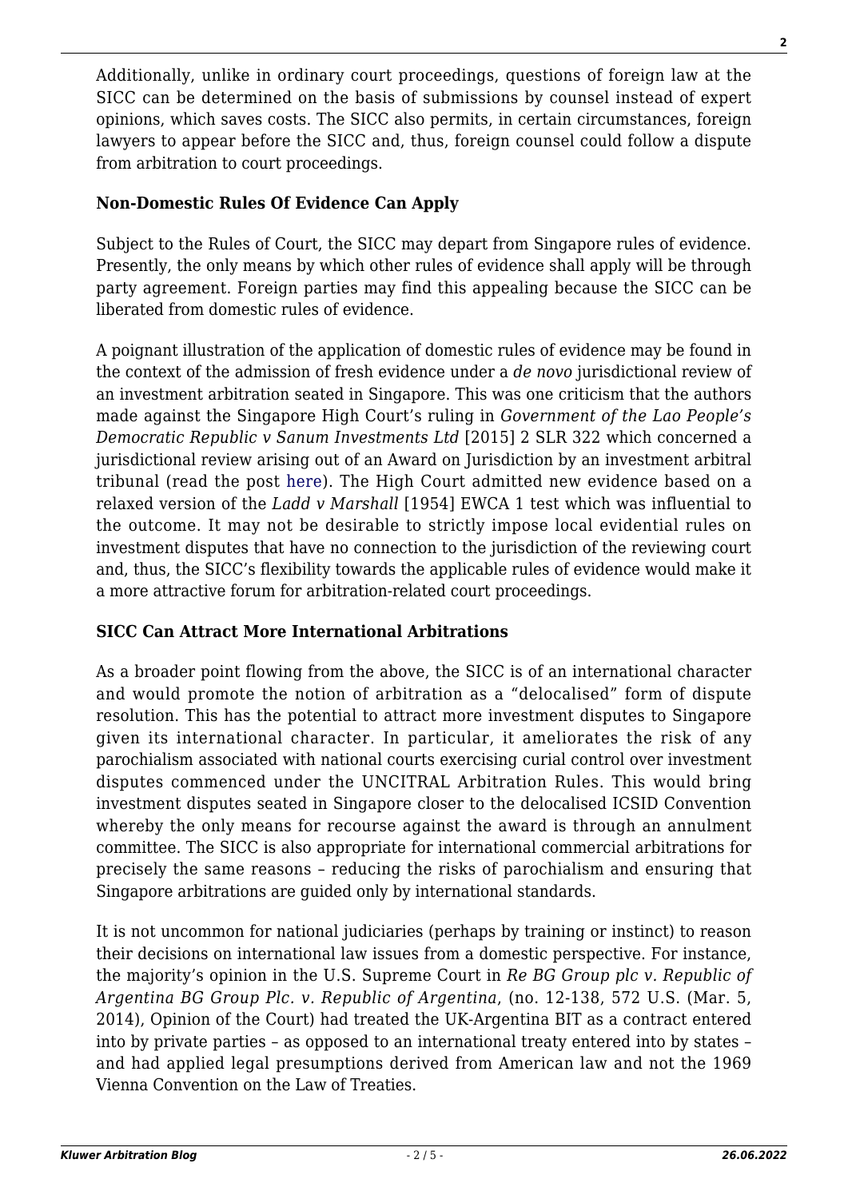Additionally, unlike in ordinary court proceedings, questions of foreign law at the SICC can be determined on the basis of submissions by counsel instead of expert opinions, which saves costs. The SICC also permits, in certain circumstances, foreign lawyers to appear before the SICC and, thus, foreign counsel could follow a dispute from arbitration to court proceedings.

### Non-Domestic Rules Of Evidence Can Apply

Subject to the Rules of Court, the SICC may depart from Singapore rules of evidence. Presently, the only means by which other rules of evidence shall apply will be through party agreement. Foreign parties may find this appealing because the SICC can be liberated from domestic rules of evidence.

A poignant illustration of the application of domestic rules of evidence may be found in the context of the admission of fresh evidence under a *de novo* jurisdictional review of an investment arbitration seated in Singapore. This was one criticism that the authors made against the Singapore High Court's ruling in *Government of the Lao People's Democratic Republic v Sanum Investments Ltd* [2015] 2 SLR 322 which concerned a jurisdictional review arising out of an Award on Jurisdiction by an investment arbitral tribunal (read the post here). The High Court admitted new evidence based on a relaxed version of the *Ladd v Marshall* [1954] EWCA 1 test which was influential to the outcome. It may not be desirable to strictly impose local evidential rules on investment disputes that have no connection to the jurisdiction of the reviewing court and, thus, the SICC's flexibility towards the applicable rules of evidence would make it a more attractive forum for arbitration-related court proceedings.

### SICC Can Attract More International Arbitrations

As a broader point flowing from the above, the SICC is of an international character and would promote the notion of arbitration as a "delocalised" form of dispute resolution. This has the potential to attract more investment disputes to Singapore given its international character. In particular, it ameliorates the risk of any parochialism associated with national courts exercising curial control over investment disputes commenced under the UNCITRAL Arbitration Rules. This would bring investment disputes seated in Singapore closer to the delocalised ICSID Convention whereby the only means for recourse against the award is through an annulment committee. The SICC is also appropriate for international commercial arbitrations for precisely the same reasons – reducing the risks of parochialism and ensuring that Singapore arbitrations are guided only by international standards.

It is not uncommon for national judiciaries (perhaps by training or instinct) to reason their decisions on international law issues from a domestic perspective. For instance, the majority's opinion in the U.S. Supreme Court in *Re BG Group plc v. Republic of Argentina BG Group Plc. v. Republic of Argentina*, (no. 12-138, 572 U.S. (Mar. 5, 2014), Opinion of the Court) had treated the UK-Argentina BIT as a contract entered into by private parties – as opposed to an international treaty entered into by states – and had applied legal presumptions derived from American law and not the 1969 Vienna Convention on the Law of Treaties.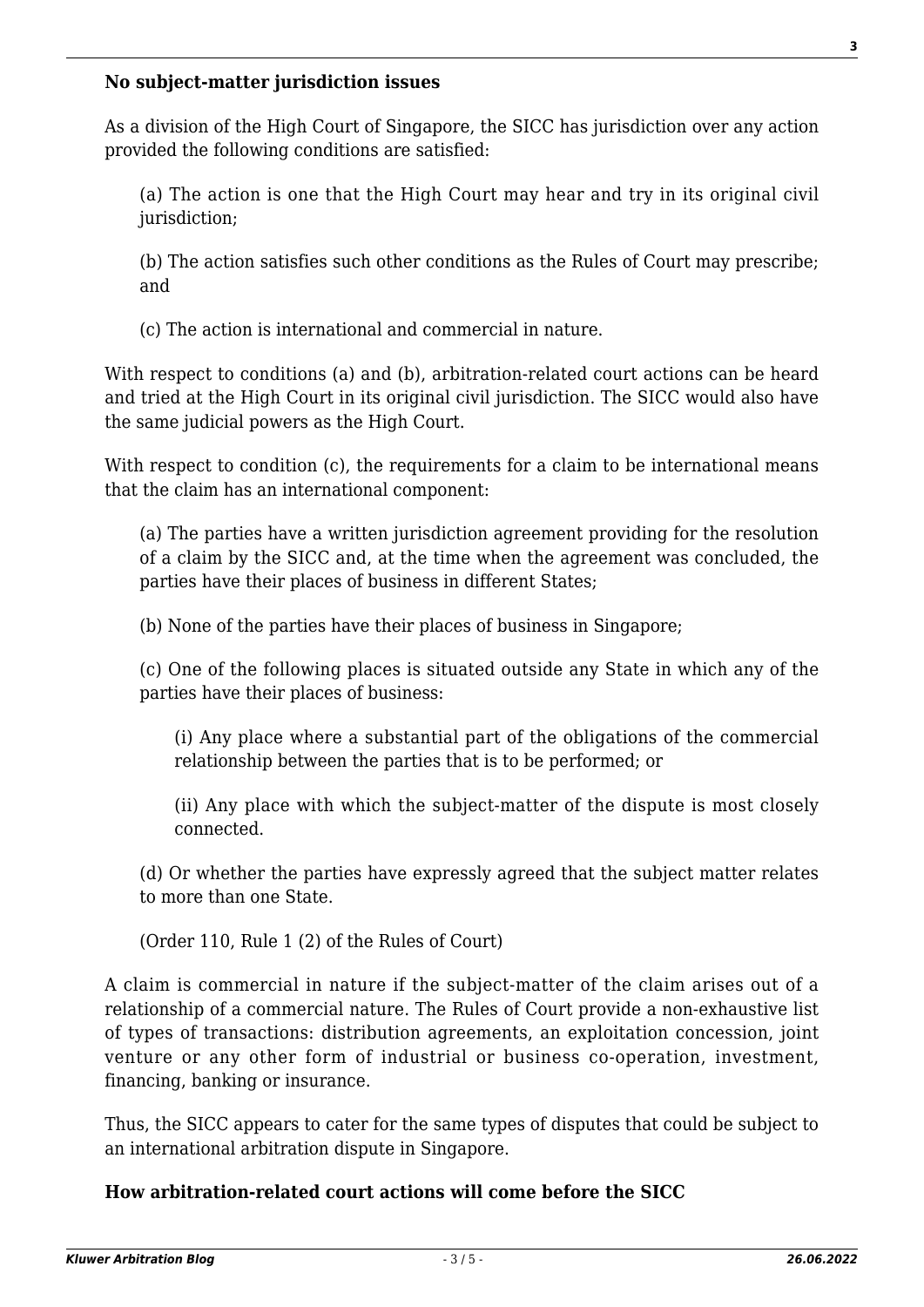**No subject-matter jurisdiction issues**

As a division of the High Court of Singapore, the SICC has jurisdiction over any action provided the following conditions are satisfied:

> (a) The action is one that the High Court may hear and try in its original civil jurisdiction;
>
> (b) The action satisfies such other conditions as the Rules of Court may prescribe; and
>
> (c) The action is international and commercial in nature.

With respect to conditions (a) and (b), arbitration-related court actions can be heard and tried at the High Court in its original civil jurisdiction. The SICC would also have the same judicial powers as the High Court.

With respect to condition (c), the requirements for a claim to be international means that the claim has an international component:

> (a) The parties have a written jurisdiction agreement providing for the resolution of a claim by the SICC and, at the time when the agreement was concluded, the parties have their places of business in different States;
>
> (b) None of the parties have their places of business in Singapore;
>
> (c) One of the following places is situated outside any State in which any of the parties have their places of business:
>
> > (i) Any place where a substantial part of the obligations of the commercial relationship between the parties that is to be performed; or
> >
> > (ii) Any place with which the subject-matter of the dispute is most closely connected.
>
> (d) Or whether the parties have expressly agreed that the subject matter relates to more than one State.
>
> (Order 110, Rule 1 (2) of the Rules of Court)

A claim is commercial in nature if the subject-matter of the claim arises out of a relationship of a commercial nature. The Rules of Court provide a non-exhaustive list of types of transactions: distribution agreements, an exploitation concession, joint venture or any other form of industrial or business co-operation, investment, financing, banking or insurance.

Thus, the SICC appears to cater for the same types of disputes that could be subject to an international arbitration dispute in Singapore.

**How arbitration-related court actions will come before the SICC**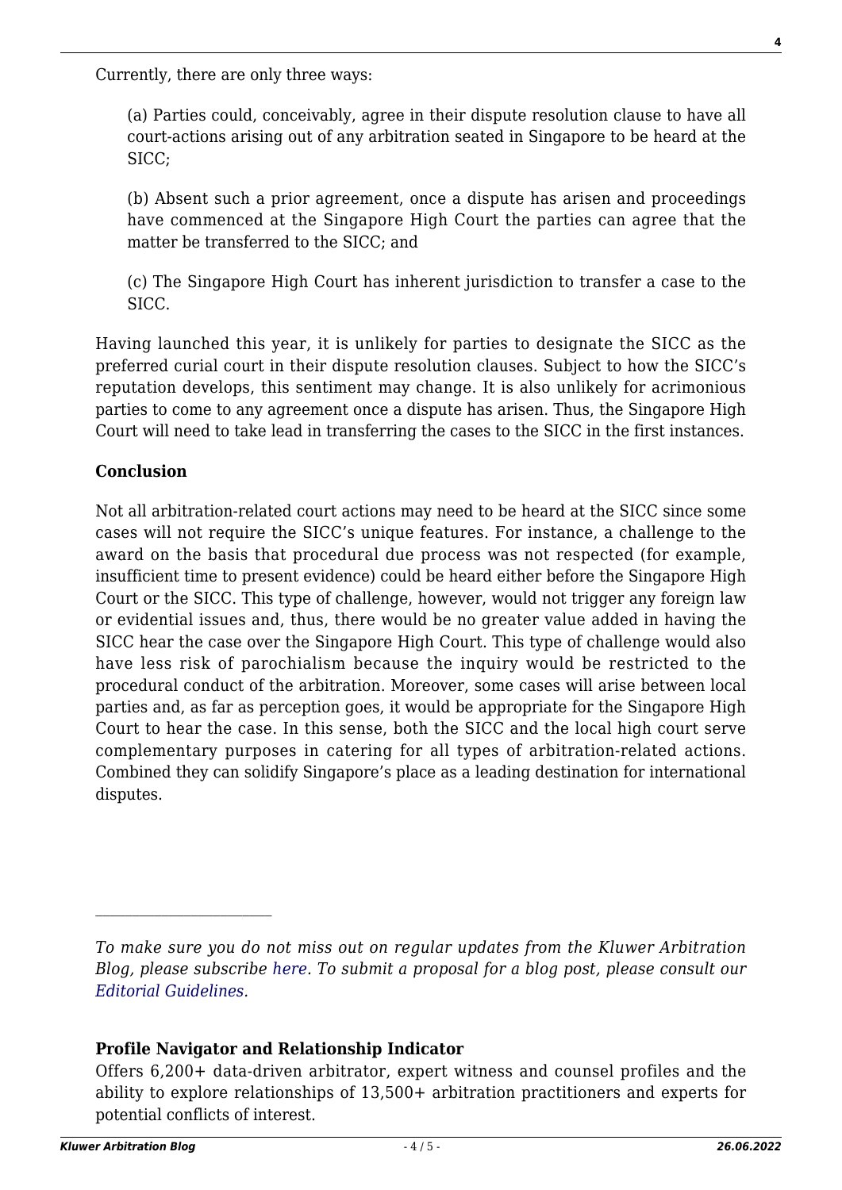Currently, there are only three ways:

> (a) Parties could, conceivably, agree in their dispute resolution clause to have all court-actions arising out of any arbitration seated in Singapore to be heard at the SICC;
>
> (b) Absent such a prior agreement, once a dispute has arisen and proceedings have commenced at the Singapore High Court the parties can agree that the matter be transferred to the SICC; and
>
> (c) The Singapore High Court has inherent jurisdiction to transfer a case to the SICC.

Having launched this year, it is unlikely for parties to designate the SICC as the preferred curial court in their dispute resolution clauses. Subject to how the SICC's reputation develops, this sentiment may change. It is also unlikely for acrimonious parties to come to any agreement once a dispute has arisen. Thus, the Singapore High Court will need to take lead in transferring the cases to the SICC in the first instances.

**Conclusion**

Not all arbitration-related court actions may need to be heard at the SICC since some cases will not require the SICC's unique features. For instance, a challenge to the award on the basis that procedural due process was not respected (for example, insufficient time to present evidence) could be heard either before the Singapore High Court or the SICC. This type of challenge, however, would not trigger any foreign law or evidential issues and, thus, there would be no greater value added in having the SICC hear the case over the Singapore High Court. This type of challenge would also have less risk of parochialism because the inquiry would be restricted to the procedural conduct of the arbitration. Moreover, some cases will arise between local parties and, as far as perception goes, it would be appropriate for the Singapore High Court to hear the case. In this sense, both the SICC and the local high court serve complementary purposes in catering for all types of arbitration-related actions. Combined they can solidify Singapore's place as a leading destination for international disputes.

---

*To make sure you do not miss out on regular updates from the Kluwer Arbitration Blog, please subscribe here. To submit a proposal for a blog post, please consult our Editorial Guidelines.*

**Profile Navigator and Relationship Indicator**

Offers 6,200+ data-driven arbitrator, expert witness and counsel profiles and the ability to explore relationships of 13,500+ arbitration practitioners and experts for potential conflicts of interest.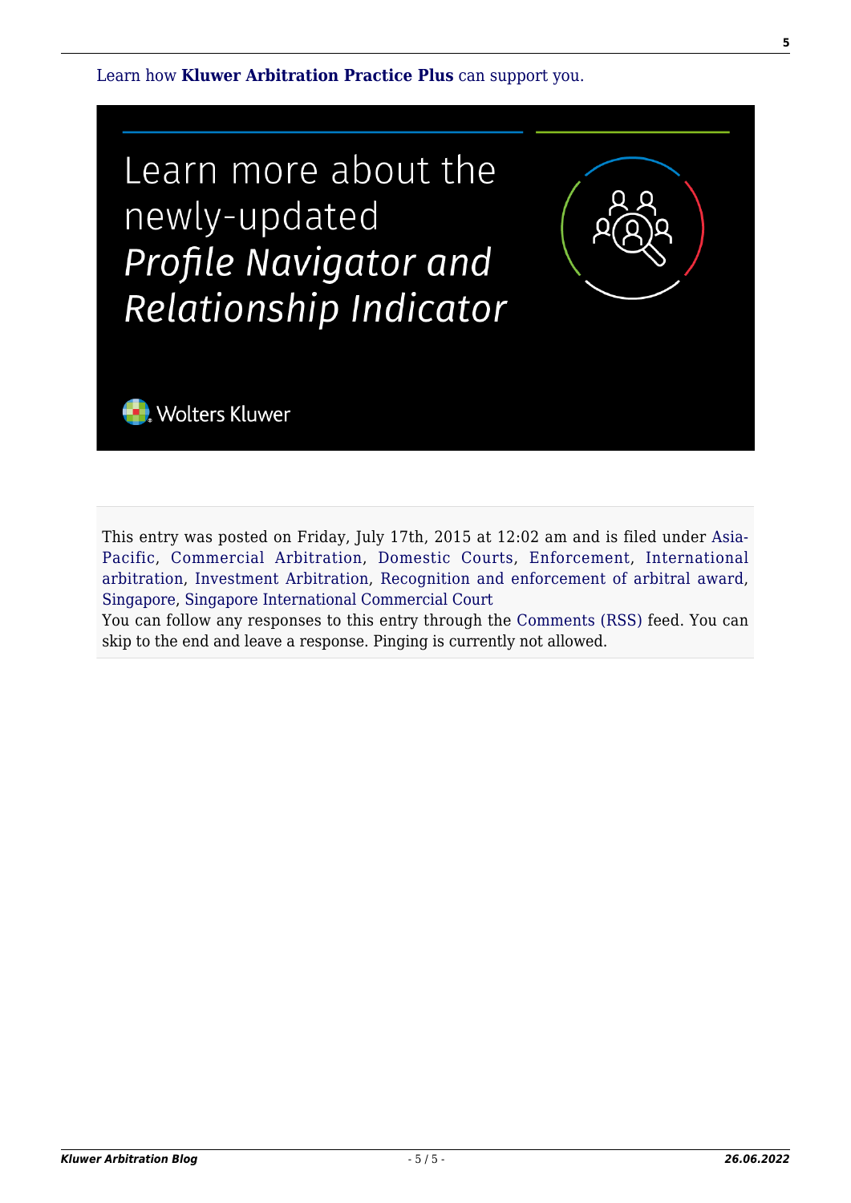Learn how **Kluwer Arbitration Practice Plus** can support you.

Learn more about the newly-updated *Profile Navigator and Relationship Indicator*

Wolters Kluwer

This entry was posted on Friday, July 17th, 2015 at 12:02 am and is filed under Asia-Pacific, Commercial Arbitration, Domestic Courts, Enforcement, International arbitration, Investment Arbitration, Recognition and enforcement of arbitral award, Singapore, Singapore International Commercial Court

You can follow any responses to this entry through the Comments (RSS) feed. You can skip to the end and leave a response. Pinging is currently not allowed.